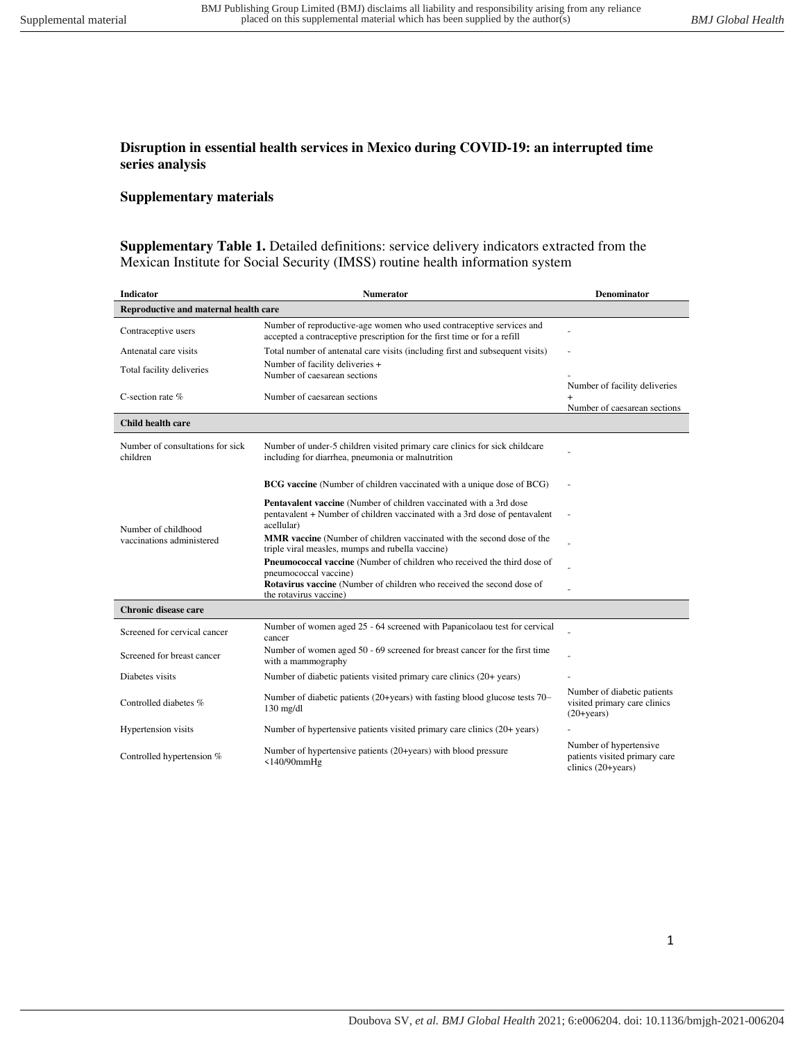**Disruption in essential health services in Mexico during COVID-19: an interrupted time series analysis**

**Supplementary materials**

**Supplementary Table 1.** Detailed definitions: service delivery indicators extracted from the Mexican Institute for Social Security (IMSS) routine health information system

| Indicator | Numerator | Denominator |
|---|---|---|
| **Reproductive and maternal health care** | | |
| Contraceptive users | Number of reproductive-age women who used contraceptive services and accepted a contraceptive prescription for the first time or for a refill | - |
| Antenatal care visits | Total number of antenatal care visits (including first and subsequent visits) | - |
| Total facility deliveries | Number of facility deliveries + Number of caesarean sections | - |
| C-section rate % | Number of caesarean sections | Number of facility deliveries + Number of caesarean sections |
| **Child health care** | | |
| Number of consultations for sick children | Number of under-5 children visited primary care clinics for sick childcare including for diarrhea, pneumonia or malnutrition | - |
| Number of childhood vaccinations administered | **BCG vaccine** (Number of children vaccinated with a unique dose of BCG) | - |
| | **Pentavalent vaccine** (Number of children vaccinated with a 3rd dose pentavalent + Number of children vaccinated with a 3rd dose of pentavalent acellular) | - |
| | **MMR vaccine** (Number of children vaccinated with the second dose of the triple viral measles, mumps and rubella vaccine) | - |
| | **Pneumococcal vaccine** (Number of children who received the third dose of pneumococcal vaccine) | - |
| | **Rotavirus vaccine** (Number of children who received the second dose of the rotavirus vaccine) | - |
| **Chronic disease care** | | |
| Screened for cervical cancer | Number of women aged 25 - 64 screened with Papanicolaou test for cervical cancer | - |
| Screened for breast cancer | Number of women aged 50 - 69 screened for breast cancer for the first time with a mammography | - |
| Diabetes visits | Number of diabetic patients visited primary care clinics (20+ years) | - |
| Controlled diabetes % | Number of diabetic patients (20+years) with fasting blood glucose tests 70–130 mg/dl | Number of diabetic patients visited primary care clinics (20+years) |
| Hypertension visits | Number of hypertensive patients visited primary care clinics (20+ years) | - |
| Controlled hypertension % | Number of hypertensive patients (20+years) with blood pressure <140/90mmHg | Number of hypertensive patients visited primary care clinics (20+years) |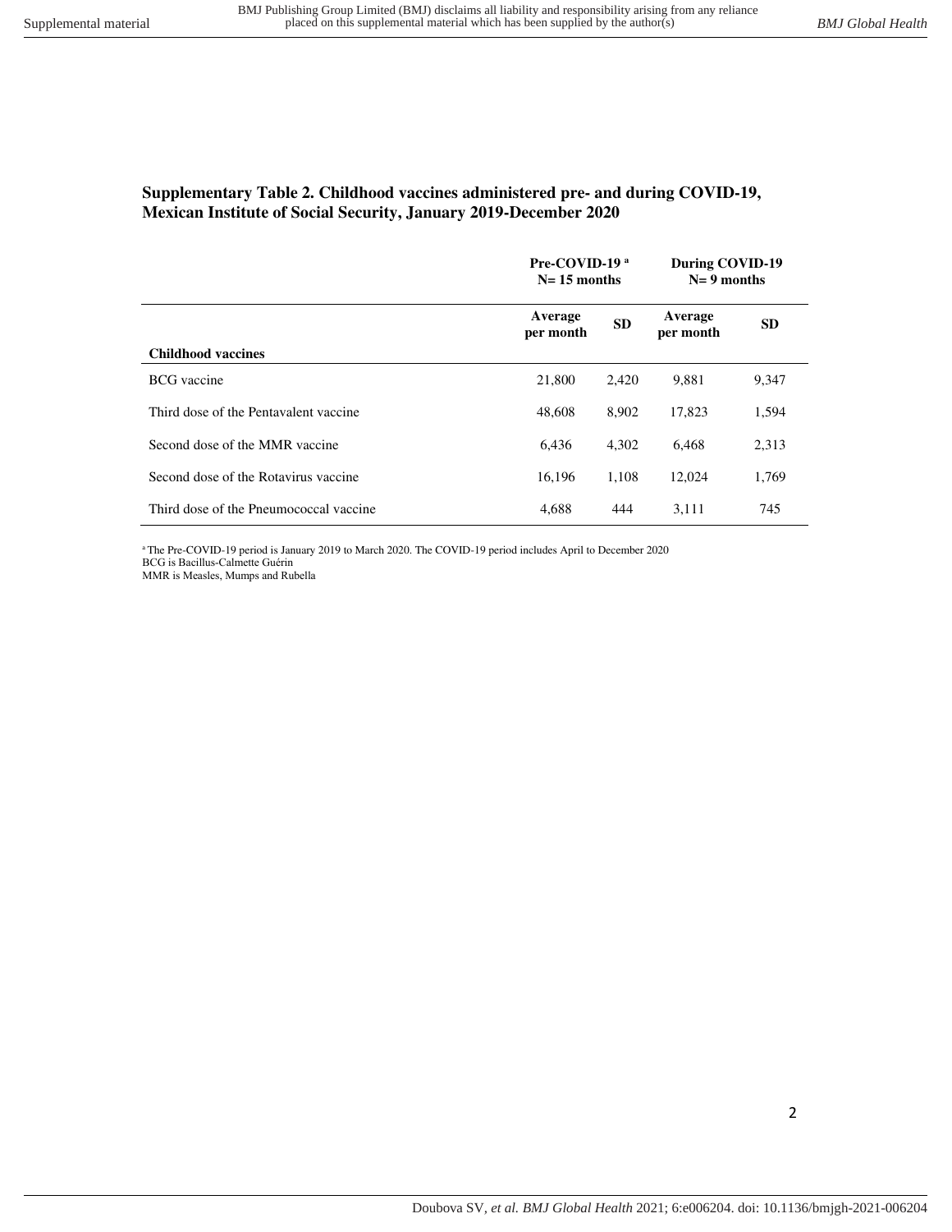**Supplementary Table 2. Childhood vaccines administered pre- and during COVID-19, Mexican Institute of Social Security, January 2019-December 2020**

| | Pre-COVID-19 [a] N= 15 months | | During COVID-19 N= 9 months | |
|---|---|---|---|---|
| **Childhood vaccines** | **Average per month** | **SD** | **Average per month** | **SD** |
| BCG vaccine | 21,800 | 2,420 | 9,881 | 9,347 |
| Third dose of the Pentavalent vaccine | 48,608 | 8,902 | 17,823 | 1,594 |
| Second dose of the MMR vaccine | 6,436 | 4,302 | 6,468 | 2,313 |
| Second dose of the Rotavirus vaccine | 16,196 | 1,108 | 12,024 | 1,769 |
| Third dose of the Pneumococcal vaccine | 4,688 | 444 | 3,111 | 745 |

[a] The Pre-COVID-19 period is January 2019 to March 2020. The COVID-19 period includes April to December 2020
BCG is Bacillus-Calmette Guérin
MMR is Measles, Mumps and Rubella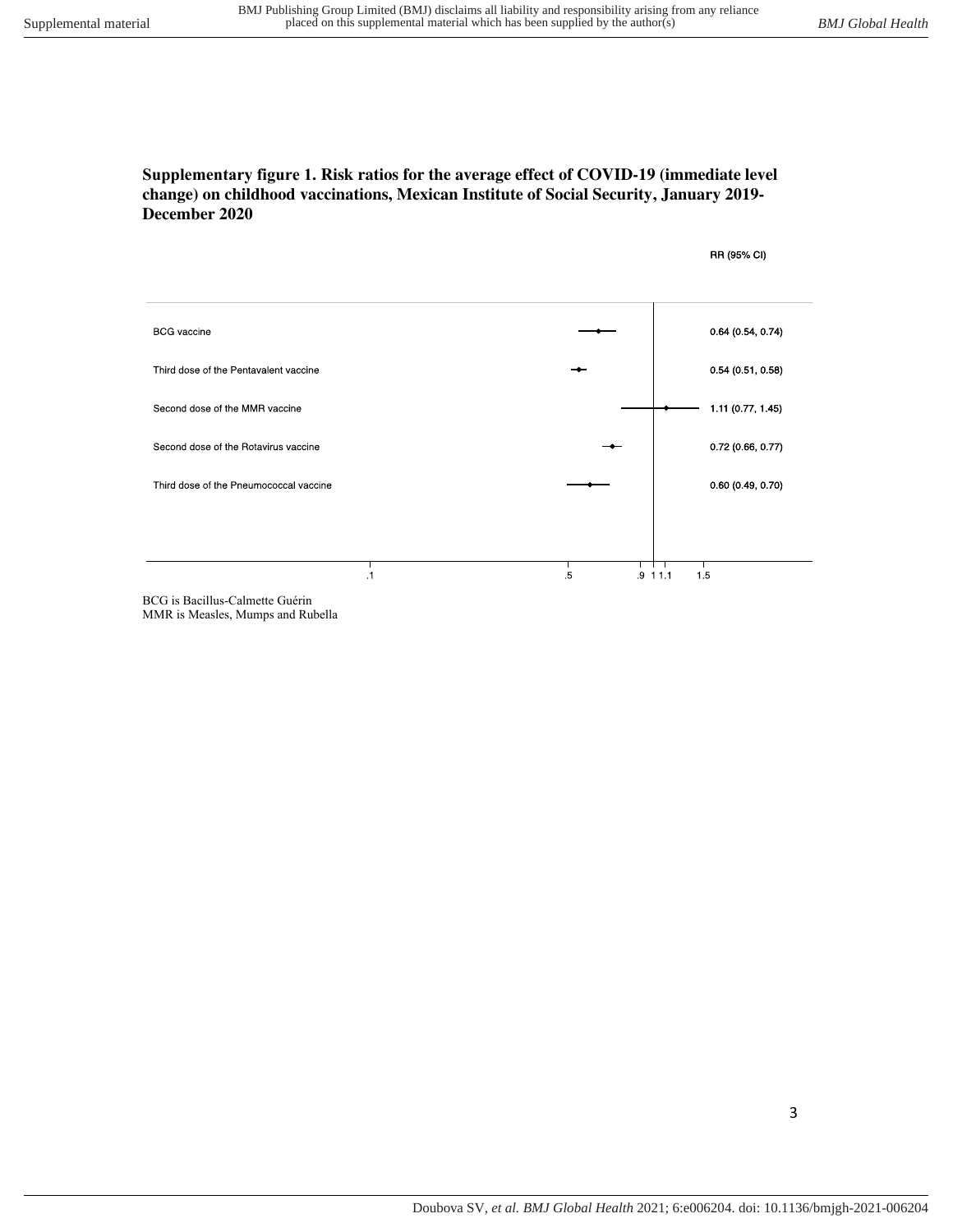**Supplementary figure 1. Risk ratios for the average effect of COVID-19 (immediate level change) on childhood vaccinations, Mexican Institute of Social Security, January 2019-December 2020**

RR (95% CI)

BCG vaccine
0.64 (0.54, 0.74)

Third dose of the Pentavalent vaccine
0.54 (0.51, 0.58)

Second dose of the MMR vaccine
1.11 (0.77, 1.45)

Second dose of the Rotavirus vaccine
0.72 (0.66, 0.77)

Third dose of the Pneumococcal vaccine
0.60 (0.49, 0.70)

.1 .5 .9 1 1.1 1.5

BCG is Bacillus-Calmette Guérin
MMR is Measles, Mumps and Rubella